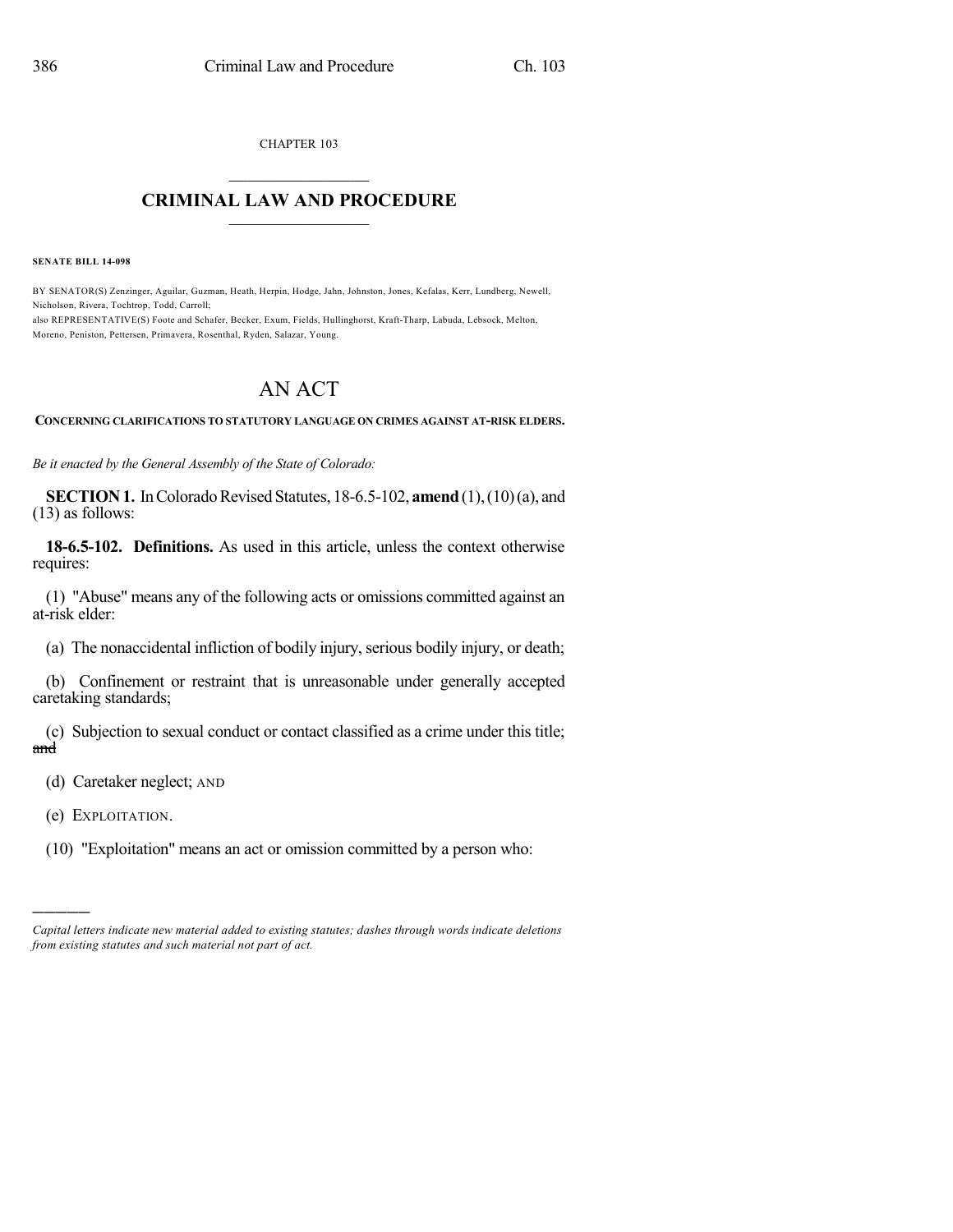CHAPTER 103

## CRIMINAL LAW AND PROCEDURE

**SENATE BILL 14-098**

BY SENATOR(S) Zenzinger, Aguilar, Guzman, Heath, Herpin, Hodge, Jahn, Johnston, Jones, Kefalas, Kerr, Lundberg, Newell, Nicholson, Rivera, Tochtrop, Todd, Carroll;
also REPRESENTATIVE(S) Foote and Schafer, Becker, Exum, Fields, Hullinghorst, Kraft-Tharp, Labuda, Lebsock, Melton, Moreno, Peniston, Pettersen, Primavera, Rosenthal, Ryden, Salazar, Young.

# AN ACT

**CONCERNING CLARIFICATIONS TO STATUTORY LANGUAGE ON CRIMES AGAINST AT-RISK ELDERS.**

*Be it enacted by the General Assembly of the State of Colorado:*

**SECTION 1.** In Colorado Revised Statutes, 18-6.5-102, **amend** (1), (10) (a), and (13) as follows:

**18-6.5-102. Definitions.** As used in this article, unless the context otherwise requires:

(1) "Abuse" means any of the following acts or omissions committed against an at-risk elder:

(a) The nonaccidental infliction of bodily injury, serious bodily injury, or death;

(b) Confinement or restraint that is unreasonable under generally accepted caretaking standards;

(c) Subjection to sexual conduct or contact classified as a crime under this title; ~~and~~

(d) Caretaker neglect; AND

(e) EXPLOITATION.

(10) "Exploitation" means an act or omission committed by a person who:

---

*Capital letters indicate new material added to existing statutes; dashes through words indicate deletions from existing statutes and such material not part of act.*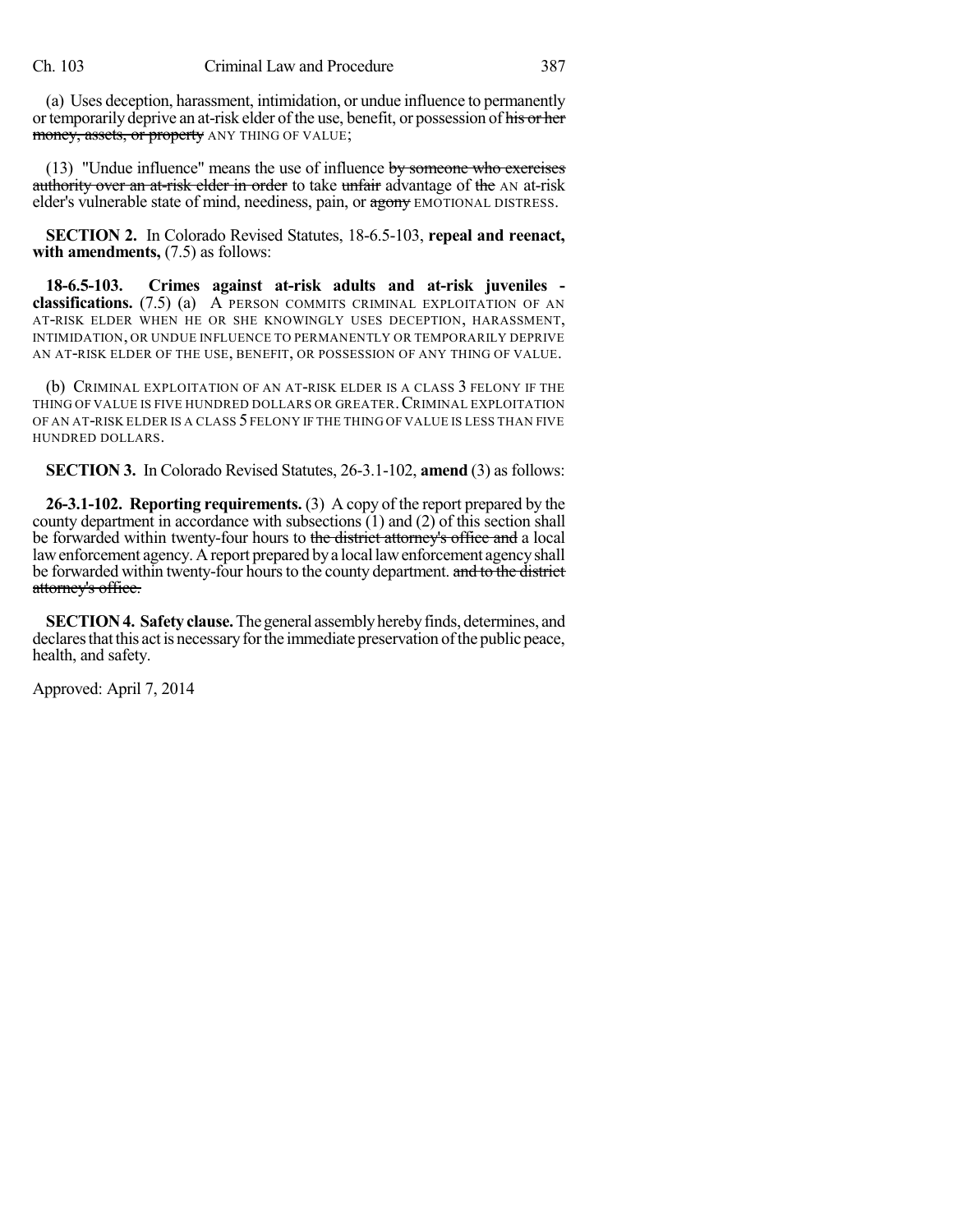(a) Uses deception, harassment, intimidation, or undue influence to permanently or temporarily deprive an at-risk elder of the use, benefit, or possession of ~~his or her money, assets, or property~~ ANY THING OF VALUE;

(13) "Undue influence" means the use of influence ~~by someone who exercises authority over an at-risk elder in order~~ to take ~~unfair~~ advantage of ~~the~~ AN at-risk elder's vulnerable state of mind, neediness, pain, or ~~agony~~ EMOTIONAL DISTRESS.

**SECTION 2.** In Colorado Revised Statutes, 18-6.5-103, **repeal and reenact, with amendments,** (7.5) as follows:

**18-6.5-103. Crimes against at-risk adults and at-risk juveniles - classifications.** (7.5) (a) A PERSON COMMITS CRIMINAL EXPLOITATION OF AN AT-RISK ELDER WHEN HE OR SHE KNOWINGLY USES DECEPTION, HARASSMENT, INTIMIDATION, OR UNDUE INFLUENCE TO PERMANENTLY OR TEMPORARILY DEPRIVE AN AT-RISK ELDER OF THE USE, BENEFIT, OR POSSESSION OF ANY THING OF VALUE.

(b) CRIMINAL EXPLOITATION OF AN AT-RISK ELDER IS A CLASS 3 FELONY IF THE THING OF VALUE IS FIVE HUNDRED DOLLARS OR GREATER. CRIMINAL EXPLOITATION OF AN AT-RISK ELDER IS A CLASS 5 FELONY IF THE THING OF VALUE IS LESS THAN FIVE HUNDRED DOLLARS.

**SECTION 3.** In Colorado Revised Statutes, 26-3.1-102, **amend** (3) as follows:

**26-3.1-102. Reporting requirements.** (3) A copy of the report prepared by the county department in accordance with subsections (1) and (2) of this section shall be forwarded within twenty-four hours to ~~the district attorney's office and~~ a local law enforcement agency. A report prepared by a local law enforcement agency shall be forwarded within twenty-four hours to the county department. ~~and to the district attorney's office.~~

**SECTION 4. Safety clause.** The general assembly hereby finds, determines, and declares that this act is necessary for the immediate preservation of the public peace, health, and safety.

Approved: April 7, 2014